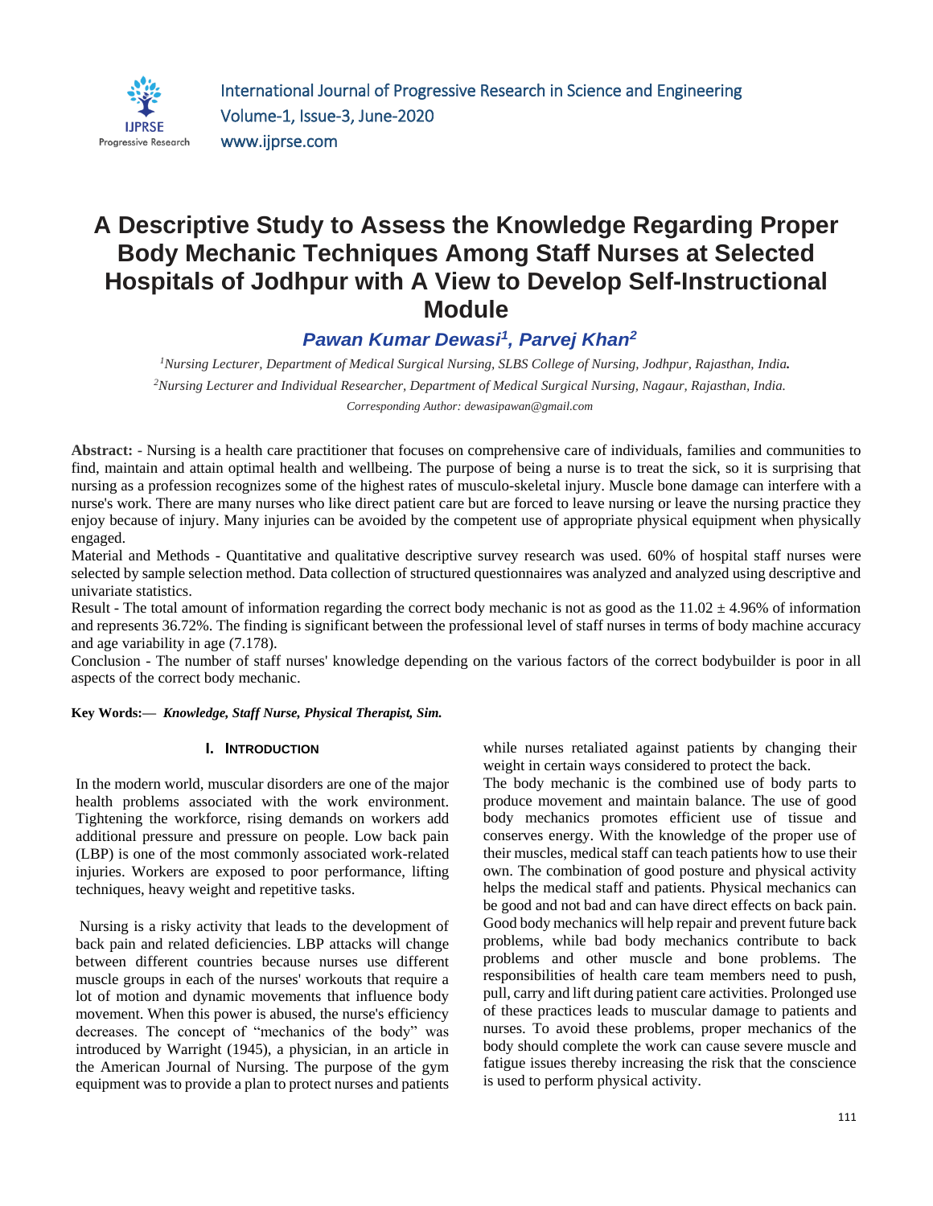# A Descriptive Study to Assess the Knowledge Regarding Proper Body Mechanic Techniques Among Staff Nurses at Selected Hospitals of Jodhpur with A View to Develop Self-Instructional Module

***Pawan Kumar Dewasi[1], Parvej Khan[2]***

*[1]Nursing Lecturer, Department of Medical Surgical Nursing, SLBS College of Nursing, Jodhpur, Rajasthan, India.*

*[2]Nursing Lecturer and Individual Researcher, Department of Medical Surgical Nursing, Nagaur, Rajasthan, India.*

*Corresponding Author: dewasipawan@gmail.com*

**Abstract:** - Nursing is a health care practitioner that focuses on comprehensive care of individuals, families and communities to find, maintain and attain optimal health and wellbeing. The purpose of being a nurse is to treat the sick, so it is surprising that nursing as a profession recognizes some of the highest rates of musculo-skeletal injury. Muscle bone damage can interfere with a nurse's work. There are many nurses who like direct patient care but are forced to leave nursing or leave the nursing practice they enjoy because of injury. Many injuries can be avoided by the competent use of appropriate physical equipment when physically engaged.

Material and Methods - Quantitative and qualitative descriptive survey research was used. 60% of hospital staff nurses were selected by sample selection method. Data collection of structured questionnaires was analyzed and analyzed using descriptive and univariate statistics.

Result - The total amount of information regarding the correct body mechanic is not as good as the 11.02 ± 4.96% of information and represents 36.72%. The finding is significant between the professional level of staff nurses in terms of body machine accuracy and age variability in age (7.178).

Conclusion - The number of staff nurses' knowledge depending on the various factors of the correct bodybuilder is poor in all aspects of the correct body mechanic.

**Key Words:—** ***Knowledge, Staff Nurse, Physical Therapist, Sim.***

## I. Introduction

In the modern world, muscular disorders are one of the major health problems associated with the work environment. Tightening the workforce, rising demands on workers add additional pressure and pressure on people. Low back pain (LBP) is one of the most commonly associated work-related injuries. Workers are exposed to poor performance, lifting techniques, heavy weight and repetitive tasks.

Nursing is a risky activity that leads to the development of back pain and related deficiencies. LBP attacks will change between different countries because nurses use different muscle groups in each of the nurses' workouts that require a lot of motion and dynamic movements that influence body movement. When this power is abused, the nurse's efficiency decreases. The concept of "mechanics of the body" was introduced by Warright (1945), a physician, in an article in the American Journal of Nursing. The purpose of the gym equipment was to provide a plan to protect nurses and patients while nurses retaliated against patients by changing their weight in certain ways considered to protect the back.

The body mechanic is the combined use of body parts to produce movement and maintain balance. The use of good body mechanics promotes efficient use of tissue and conserves energy. With the knowledge of the proper use of their muscles, medical staff can teach patients how to use their own. The combination of good posture and physical activity helps the medical staff and patients. Physical mechanics can be good and not bad and can have direct effects on back pain. Good body mechanics will help repair and prevent future back problems, while bad body mechanics contribute to back problems and other muscle and bone problems. The responsibilities of health care team members need to push, pull, carry and lift during patient care activities. Prolonged use of these practices leads to muscular damage to patients and nurses. To avoid these problems, proper mechanics of the body should complete the work can cause severe muscle and fatigue issues thereby increasing the risk that the conscience is used to perform physical activity.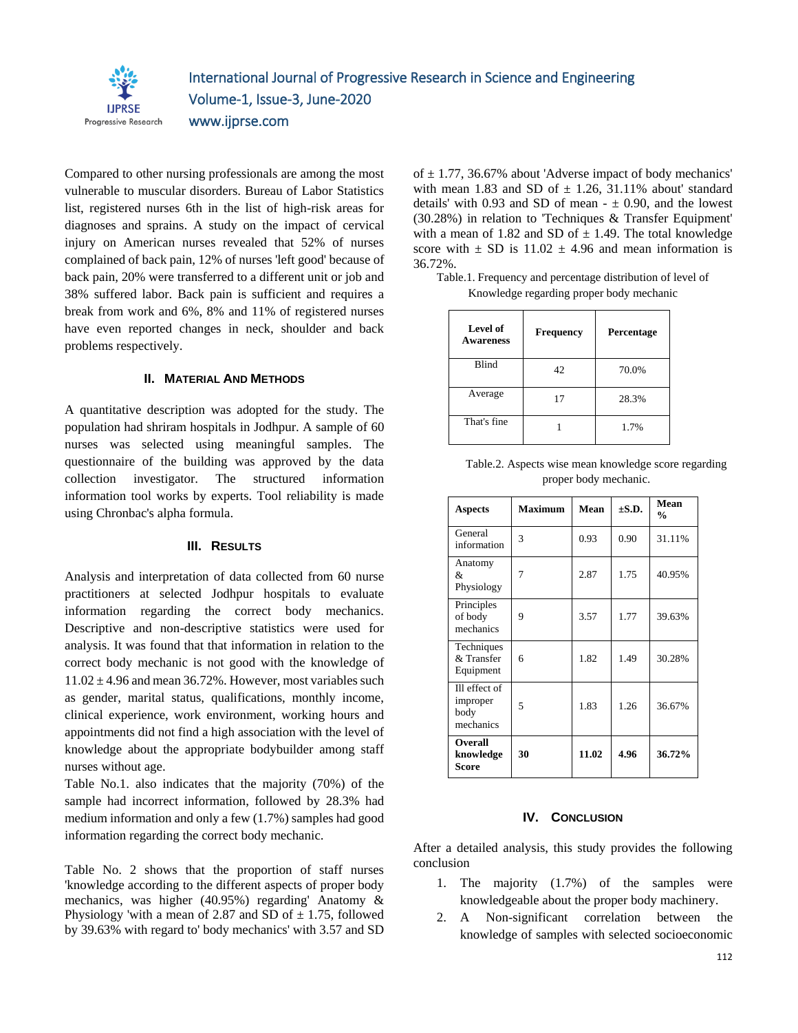Compared to other nursing professionals are among the most vulnerable to muscular disorders. Bureau of Labor Statistics list, registered nurses 6th in the list of high-risk areas for diagnoses and sprains. A study on the impact of cervical injury on American nurses revealed that 52% of nurses complained of back pain, 12% of nurses 'left good' because of back pain, 20% were transferred to a different unit or job and 38% suffered labor. Back pain is sufficient and requires a break from work and 6%, 8% and 11% of registered nurses have even reported changes in neck, shoulder and back problems respectively.

## II. Material And Methods

A quantitative description was adopted for the study. The population had shriram hospitals in Jodhpur. A sample of 60 nurses was selected using meaningful samples. The questionnaire of the building was approved by the data collection investigator. The structured information information tool works by experts. Tool reliability is made using Chronbac's alpha formula.

## III. Results

Analysis and interpretation of data collected from 60 nurse practitioners at selected Jodhpur hospitals to evaluate information regarding the correct body mechanics. Descriptive and non-descriptive statistics were used for analysis. It was found that that information in relation to the correct body mechanic is not good with the knowledge of 11.02 ± 4.96 and mean 36.72%. However, most variables such as gender, marital status, qualifications, monthly income, clinical experience, work environment, working hours and appointments did not find a high association with the level of knowledge about the appropriate bodybuilder among staff nurses without age.

Table No.1. also indicates that the majority (70%) of the sample had incorrect information, followed by 28.3% had medium information and only a few (1.7%) samples had good information regarding the correct body mechanic.

Table No. 2 shows that the proportion of staff nurses 'knowledge according to the different aspects of proper body mechanics, was higher (40.95%) regarding' Anatomy & Physiology 'with a mean of 2.87 and SD of ± 1.75, followed by 39.63% with regard to' body mechanics' with 3.57 and SD of ± 1.77, 36.67% about 'Adverse impact of body mechanics' with mean 1.83 and SD of ± 1.26, 31.11% about' standard details' with 0.93 and SD of mean - ± 0.90, and the lowest (30.28%) in relation to 'Techniques & Transfer Equipment' with a mean of 1.82 and SD of ± 1.49. The total knowledge score with ± SD is 11.02 ± 4.96 and mean information is 36.72%.

Table.1. Frequency and percentage distribution of level of Knowledge regarding proper body mechanic

| Level of Awareness | Frequency | Percentage |
|---|---|---|
| Blind | 42 | 70.0% |
| Average | 17 | 28.3% |
| That's fine | 1 | 1.7% |

Table.2. Aspects wise mean knowledge score regarding proper body mechanic.

| Aspects | Maximum | Mean | ±S.D. | Mean % |
|---|---|---|---|---|
| General information | 3 | 0.93 | 0.90 | 31.11% |
| Anatomy & Physiology | 7 | 2.87 | 1.75 | 40.95% |
| Principles of body mechanics | 9 | 3.57 | 1.77 | 39.63% |
| Techniques & Transfer Equipment | 6 | 1.82 | 1.49 | 30.28% |
| Ill effect of improper body mechanics | 5 | 1.83 | 1.26 | 36.67% |
| **Overall knowledge Score** | **30** | **11.02** | **4.96** | **36.72%** |

## IV. Conclusion

After a detailed analysis, this study provides the following conclusion

1. The majority (1.7%) of the samples were knowledgeable about the proper body machinery.
2. A Non-significant correlation between the knowledge of samples with selected socioeconomic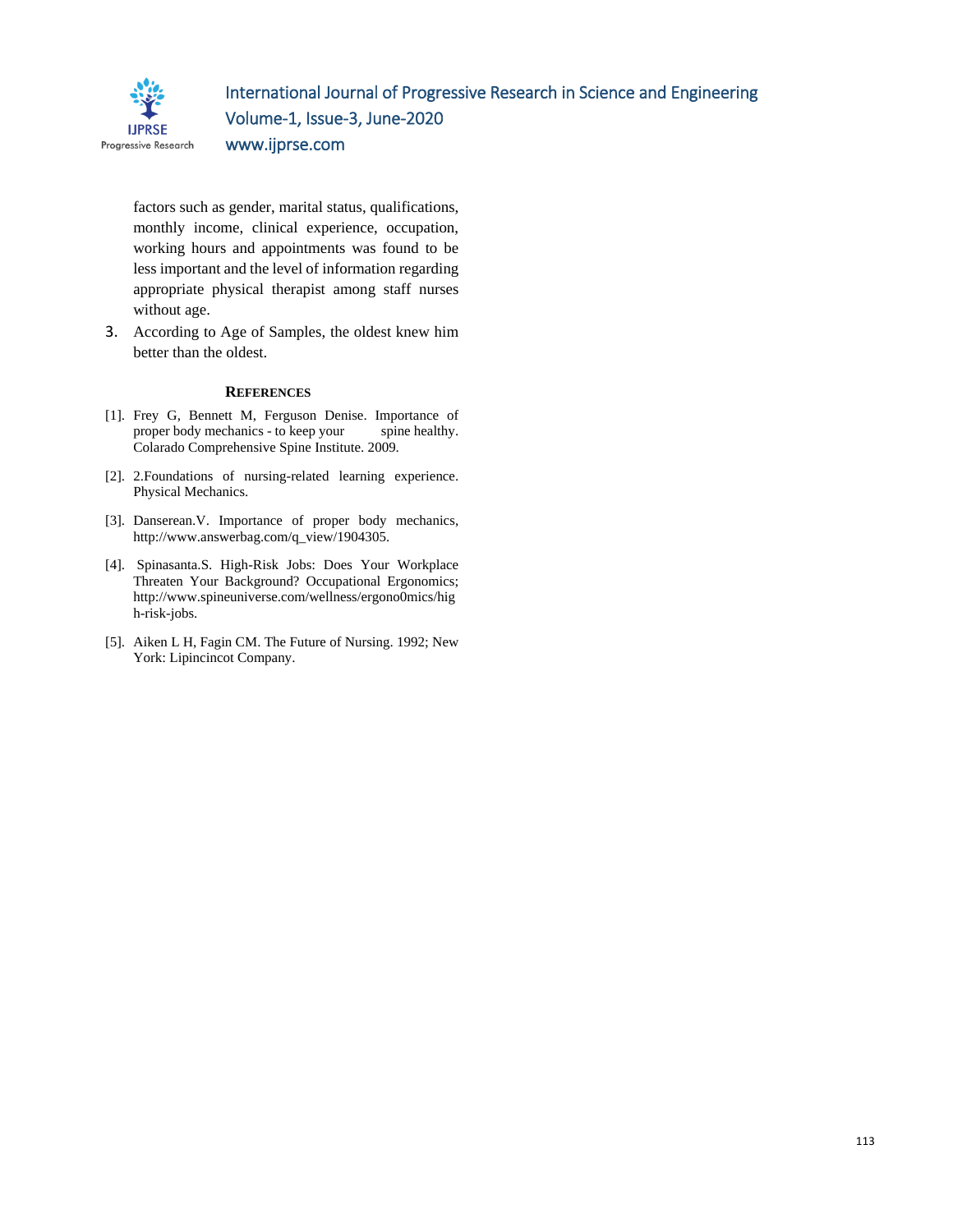factors such as gender, marital status, qualifications, monthly income, clinical experience, occupation, working hours and appointments was found to be less important and the level of information regarding appropriate physical therapist among staff nurses without age.

3. According to Age of Samples, the oldest knew him better than the oldest.

## References

[1]. Frey G, Bennett M, Ferguson Denise. Importance of proper body mechanics - to keep your spine healthy. Colarado Comprehensive Spine Institute. 2009.

[2]. 2.Foundations of nursing-related learning experience. Physical Mechanics.

[3]. Danserean.V. Importance of proper body mechanics, http://www.answerbag.com/q_view/1904305.

[4]. Spinasanta.S. High-Risk Jobs: Does Your Workplace Threaten Your Background? Occupational Ergonomics; http://www.spineuniverse.com/wellness/ergono0mics/high-risk-jobs.

[5]. Aiken L H, Fagin CM. The Future of Nursing. 1992; New York: Lipincincot Company.